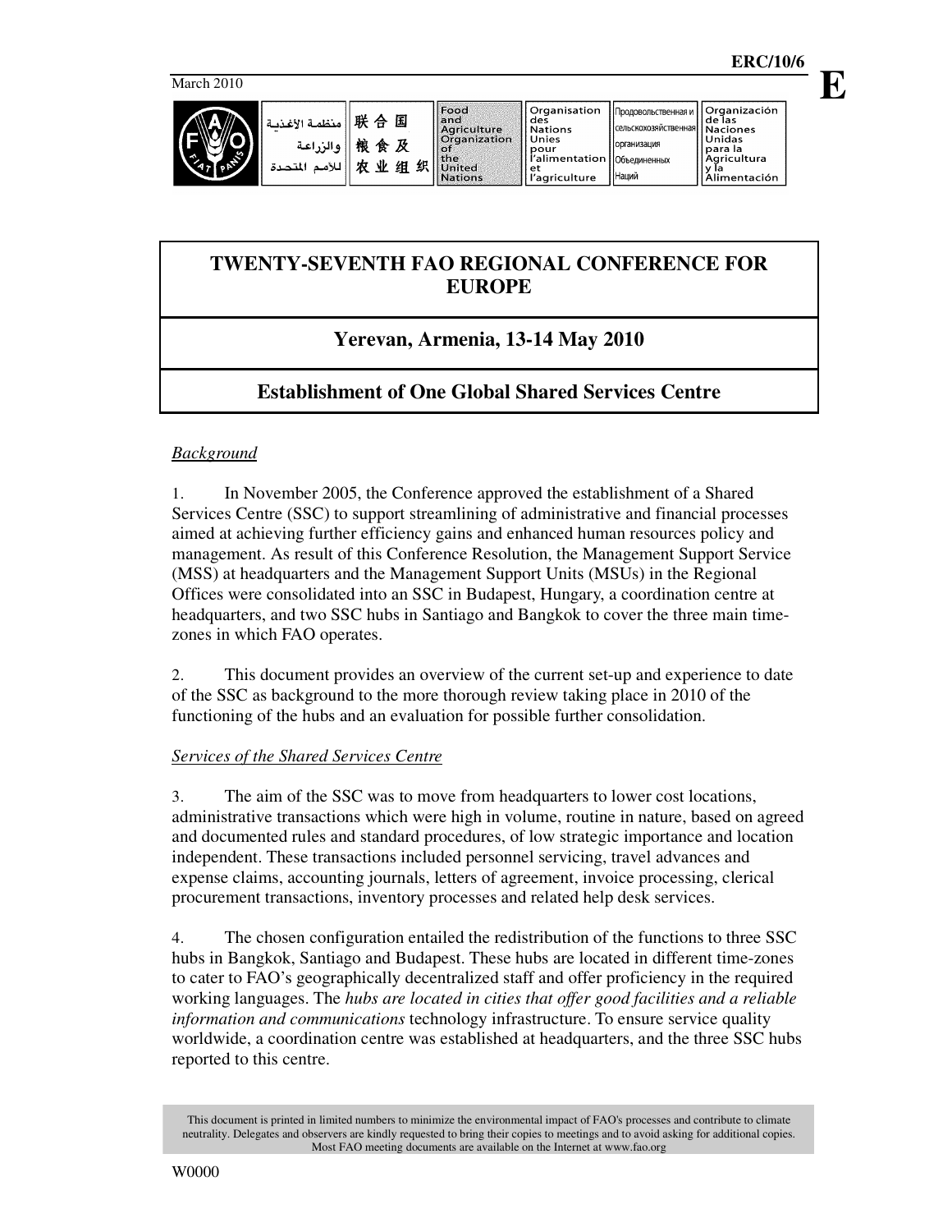ERC/10/6

March 2010

E

منظمة الأغذية والزراعة للأمم المتحدة | 联合国粮食及农业组织 | Food and Agriculture Organization of the United Nations | Organisation des Nations Unies pour l'alimentation et l'agriculture | Продовольственная и сельскохозяйственная организация Объединенных Наций | Organización de las Naciones Unidas para la Agricultura y la Alimentación

# TWENTY-SEVENTH FAO REGIONAL CONFERENCE FOR EUROPE

## Yerevan, Armenia, 13-14 May 2010

## Establishment of One Global Shared Services Centre

*Background*

1. In November 2005, the Conference approved the establishment of a Shared Services Centre (SSC) to support streamlining of administrative and financial processes aimed at achieving further efficiency gains and enhanced human resources policy and management. As result of this Conference Resolution, the Management Support Service (MSS) at headquarters and the Management Support Units (MSUs) in the Regional Offices were consolidated into an SSC in Budapest, Hungary, a coordination centre at headquarters, and two SSC hubs in Santiago and Bangkok to cover the three main time-zones in which FAO operates.

2. This document provides an overview of the current set-up and experience to date of the SSC as background to the more thorough review taking place in 2010 of the functioning of the hubs and an evaluation for possible further consolidation.

*Services of the Shared Services Centre*

3. The aim of the SSC was to move from headquarters to lower cost locations, administrative transactions which were high in volume, routine in nature, based on agreed and documented rules and standard procedures, of low strategic importance and location independent. These transactions included personnel servicing, travel advances and expense claims, accounting journals, letters of agreement, invoice processing, clerical procurement transactions, inventory processes and related help desk services.

4. The chosen configuration entailed the redistribution of the functions to three SSC hubs in Bangkok, Santiago and Budapest. These hubs are located in different time-zones to cater to FAO's geographically decentralized staff and offer proficiency in the required working languages. The *hubs are located in cities that offer good facilities and a reliable information and communications* technology infrastructure. To ensure service quality worldwide, a coordination centre was established at headquarters, and the three SSC hubs reported to this centre.

This document is printed in limited numbers to minimize the environmental impact of FAO's processes and contribute to climate neutrality. Delegates and observers are kindly requested to bring their copies to meetings and to avoid asking for additional copies. Most FAO meeting documents are available on the Internet at www.fao.org

W0000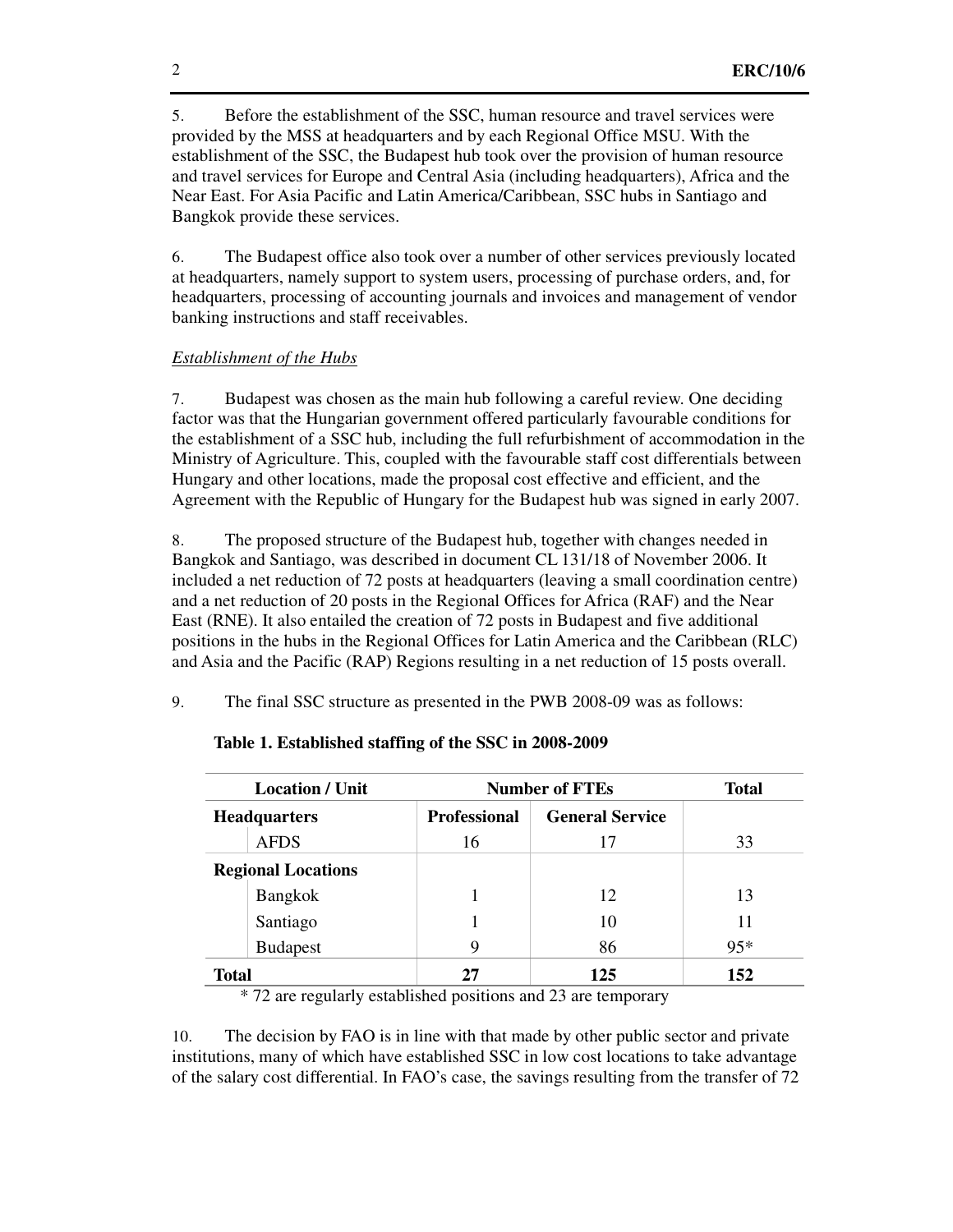5. Before the establishment of the SSC, human resource and travel services were provided by the MSS at headquarters and by each Regional Office MSU. With the establishment of the SSC, the Budapest hub took over the provision of human resource and travel services for Europe and Central Asia (including headquarters), Africa and the Near East. For Asia Pacific and Latin America/Caribbean, SSC hubs in Santiago and Bangkok provide these services.

6. The Budapest office also took over a number of other services previously located at headquarters, namely support to system users, processing of purchase orders, and, for headquarters, processing of accounting journals and invoices and management of vendor banking instructions and staff receivables.

*Establishment of the Hubs*

7. Budapest was chosen as the main hub following a careful review. One deciding factor was that the Hungarian government offered particularly favourable conditions for the establishment of a SSC hub, including the full refurbishment of accommodation in the Ministry of Agriculture. This, coupled with the favourable staff cost differentials between Hungary and other locations, made the proposal cost effective and efficient, and the Agreement with the Republic of Hungary for the Budapest hub was signed in early 2007.

8. The proposed structure of the Budapest hub, together with changes needed in Bangkok and Santiago, was described in document CL 131/18 of November 2006. It included a net reduction of 72 posts at headquarters (leaving a small coordination centre) and a net reduction of 20 posts in the Regional Offices for Africa (RAF) and the Near East (RNE). It also entailed the creation of 72 posts in Budapest and five additional positions in the hubs in the Regional Offices for Latin America and the Caribbean (RLC) and Asia and the Pacific (RAP) Regions resulting in a net reduction of 15 posts overall.

9. The final SSC structure as presented in the PWB 2008-09 was as follows:

**Table 1. Established staffing of the SSC in 2008-2009**

| Location / Unit | Number of FTEs | | Total |
|---|---|---|---|
| **Headquarters** | **Professional** | **General Service** | |
| AFDS | 16 | 17 | 33 |
| **Regional Locations** | | | |
| Bangkok | 1 | 12 | 13 |
| Santiago | 1 | 10 | 11 |
| Budapest | 9 | 86 | 95* |
| **Total** | **27** | **125** | **152** |

\* 72 are regularly established positions and 23 are temporary

10. The decision by FAO is in line with that made by other public sector and private institutions, many of which have established SSC in low cost locations to take advantage of the salary cost differential. In FAO's case, the savings resulting from the transfer of 72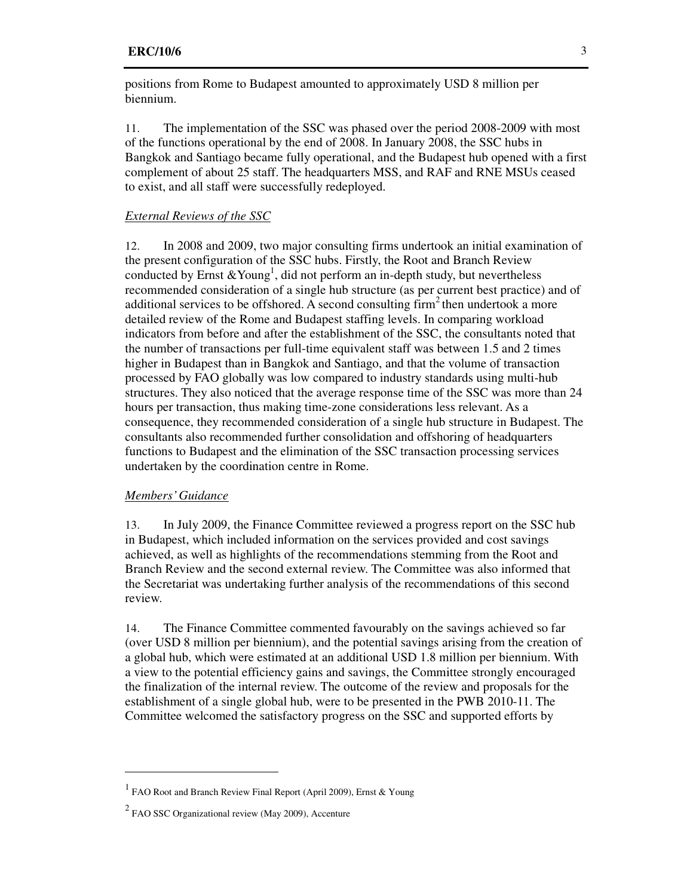positions from Rome to Budapest amounted to approximately USD 8 million per biennium.

11. The implementation of the SSC was phased over the period 2008-2009 with most of the functions operational by the end of 2008. In January 2008, the SSC hubs in Bangkok and Santiago became fully operational, and the Budapest hub opened with a first complement of about 25 staff. The headquarters MSS, and RAF and RNE MSUs ceased to exist, and all staff were successfully redeployed.

*External Reviews of the SSC*

12. In 2008 and 2009, two major consulting firms undertook an initial examination of the present configuration of the SSC hubs. Firstly, the Root and Branch Review conducted by Ernst &Young[1], did not perform an in-depth study, but nevertheless recommended consideration of a single hub structure (as per current best practice) and of additional services to be offshored. A second consulting firm[2] then undertook a more detailed review of the Rome and Budapest staffing levels. In comparing workload indicators from before and after the establishment of the SSC, the consultants noted that the number of transactions per full-time equivalent staff was between 1.5 and 2 times higher in Budapest than in Bangkok and Santiago, and that the volume of transaction processed by FAO globally was low compared to industry standards using multi-hub structures. They also noticed that the average response time of the SSC was more than 24 hours per transaction, thus making time-zone considerations less relevant. As a consequence, they recommended consideration of a single hub structure in Budapest. The consultants also recommended further consolidation and offshoring of headquarters functions to Budapest and the elimination of the SSC transaction processing services undertaken by the coordination centre in Rome.

*Members' Guidance*

13. In July 2009, the Finance Committee reviewed a progress report on the SSC hub in Budapest, which included information on the services provided and cost savings achieved, as well as highlights of the recommendations stemming from the Root and Branch Review and the second external review. The Committee was also informed that the Secretariat was undertaking further analysis of the recommendations of this second review.

14. The Finance Committee commented favourably on the savings achieved so far (over USD 8 million per biennium), and the potential savings arising from the creation of a global hub, which were estimated at an additional USD 1.8 million per biennium. With a view to the potential efficiency gains and savings, the Committee strongly encouraged the finalization of the internal review. The outcome of the review and proposals for the establishment of a single global hub, were to be presented in the PWB 2010-11. The Committee welcomed the satisfactory progress on the SSC and supported efforts by

---

[1] FAO Root and Branch Review Final Report (April 2009), Ernst & Young

[2] FAO SSC Organizational review (May 2009), Accenture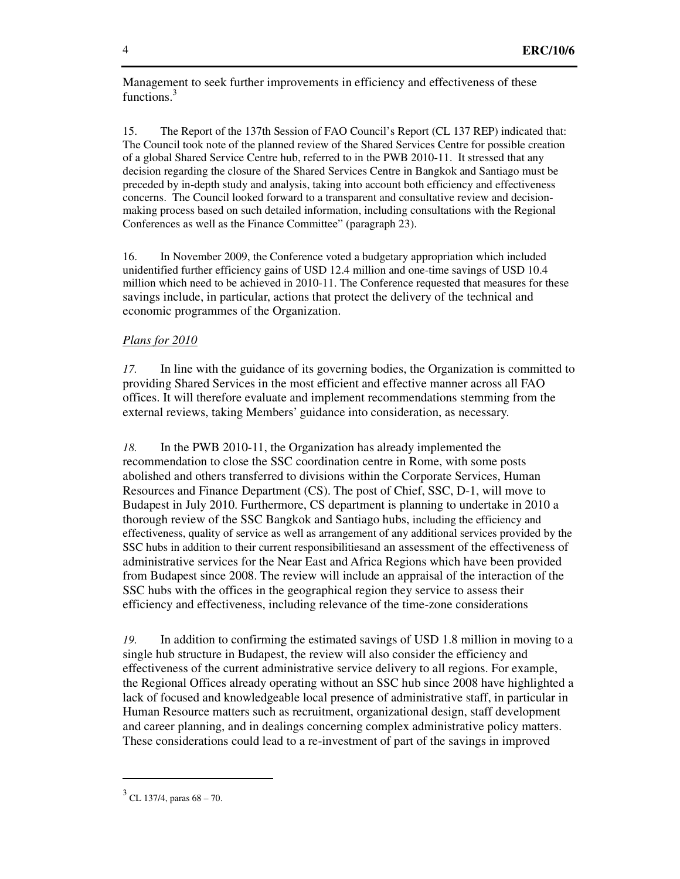Management to seek further improvements in efficiency and effectiveness of these functions.[3]

15. The Report of the 137th Session of FAO Council's Report (CL 137 REP) indicated that: The Council took note of the planned review of the Shared Services Centre for possible creation of a global Shared Service Centre hub, referred to in the PWB 2010-11. It stressed that any decision regarding the closure of the Shared Services Centre in Bangkok and Santiago must be preceded by in-depth study and analysis, taking into account both efficiency and effectiveness concerns. The Council looked forward to a transparent and consultative review and decision-making process based on such detailed information, including consultations with the Regional Conferences as well as the Finance Committee" (paragraph 23).

16. In November 2009, the Conference voted a budgetary appropriation which included unidentified further efficiency gains of USD 12.4 million and one-time savings of USD 10.4 million which need to be achieved in 2010-11. The Conference requested that measures for these savings include, in particular, actions that protect the delivery of the technical and economic programmes of the Organization.

*Plans for 2010*

*17.* In line with the guidance of its governing bodies, the Organization is committed to providing Shared Services in the most efficient and effective manner across all FAO offices. It will therefore evaluate and implement recommendations stemming from the external reviews, taking Members' guidance into consideration, as necessary.

*18.* In the PWB 2010-11, the Organization has already implemented the recommendation to close the SSC coordination centre in Rome, with some posts abolished and others transferred to divisions within the Corporate Services, Human Resources and Finance Department (CS). The post of Chief, SSC, D-1, will move to Budapest in July 2010. Furthermore, CS department is planning to undertake in 2010 a thorough review of the SSC Bangkok and Santiago hubs, including the efficiency and effectiveness, quality of service as well as arrangement of any additional services provided by the SSC hubs in addition to their current responsibilitiesand an assessment of the effectiveness of administrative services for the Near East and Africa Regions which have been provided from Budapest since 2008. The review will include an appraisal of the interaction of the SSC hubs with the offices in the geographical region they service to assess their efficiency and effectiveness, including relevance of the time-zone considerations

*19.* In addition to confirming the estimated savings of USD 1.8 million in moving to a single hub structure in Budapest, the review will also consider the efficiency and effectiveness of the current administrative service delivery to all regions. For example, the Regional Offices already operating without an SSC hub since 2008 have highlighted a lack of focused and knowledgeable local presence of administrative staff, in particular in Human Resource matters such as recruitment, organizational design, staff development and career planning, and in dealings concerning complex administrative policy matters. These considerations could lead to a re-investment of part of the savings in improved

---

[3] CL 137/4, paras 68 – 70.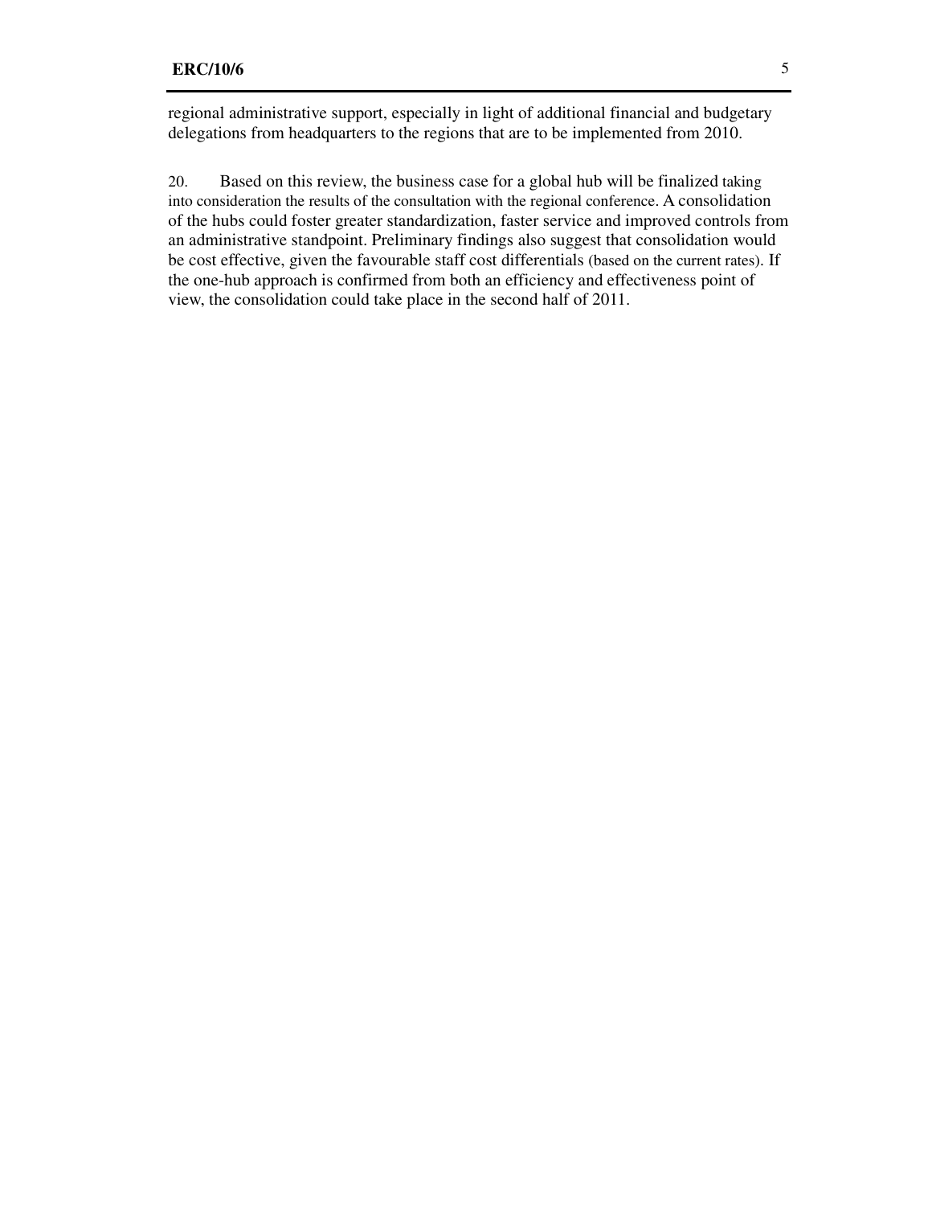regional administrative support, especially in light of additional financial and budgetary delegations from headquarters to the regions that are to be implemented from 2010.

20. Based on this review, the business case for a global hub will be finalized taking into consideration the results of the consultation with the regional conference. A consolidation of the hubs could foster greater standardization, faster service and improved controls from an administrative standpoint. Preliminary findings also suggest that consolidation would be cost effective, given the favourable staff cost differentials (based on the current rates). If the one-hub approach is confirmed from both an efficiency and effectiveness point of view, the consolidation could take place in the second half of 2011.